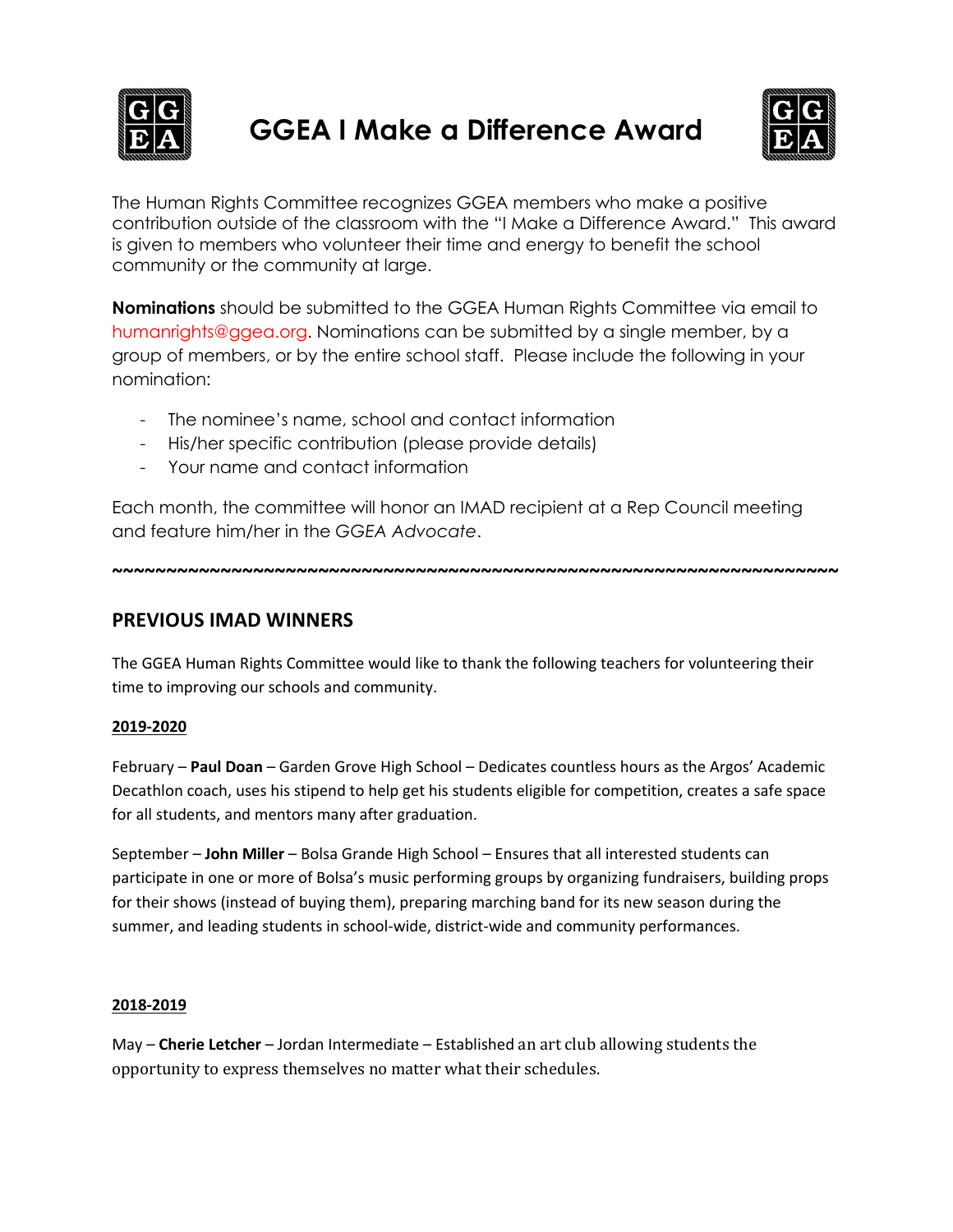# GGEA I Make a Difference Award

The Human Rights Committee recognizes GGEA members who make a positive contribution outside of the classroom with the "I Make a Difference Award." This award is given to members who volunteer their time and energy to benefit the school community or the community at large.

**Nominations** should be submitted to the GGEA Human Rights Committee via email to humanrights@ggea.org. Nominations can be submitted by a single member, by a group of members, or by the entire school staff. Please include the following in your nomination:

- The nominee's name, school and contact information
- His/her specific contribution (please provide details)
- Your name and contact information

Each month, the committee will honor an IMAD recipient at a Rep Council meeting and feature him/her in the *GGEA Advocate*.

~~~~~~~~~~~~~~~~~~~~~~~~~~~~~~~~~~~~~~~~~~~~~~~~~~~~~~~~~~~~~~~~

## PREVIOUS IMAD WINNERS

The GGEA Human Rights Committee would like to thank the following teachers for volunteering their time to improving our schools and community.

### 2019-2020

February – **Paul Doan** – Garden Grove High School – Dedicates countless hours as the Argos' Academic Decathlon coach, uses his stipend to help get his students eligible for competition, creates a safe space for all students, and mentors many after graduation.

September – **John Miller** – Bolsa Grande High School – Ensures that all interested students can participate in one or more of Bolsa's music performing groups by organizing fundraisers, building props for their shows (instead of buying them), preparing marching band for its new season during the summer, and leading students in school-wide, district-wide and community performances.

### 2018-2019

May – **Cherie Letcher** – Jordan Intermediate – Established an art club allowing students the opportunity to express themselves no matter what their schedules.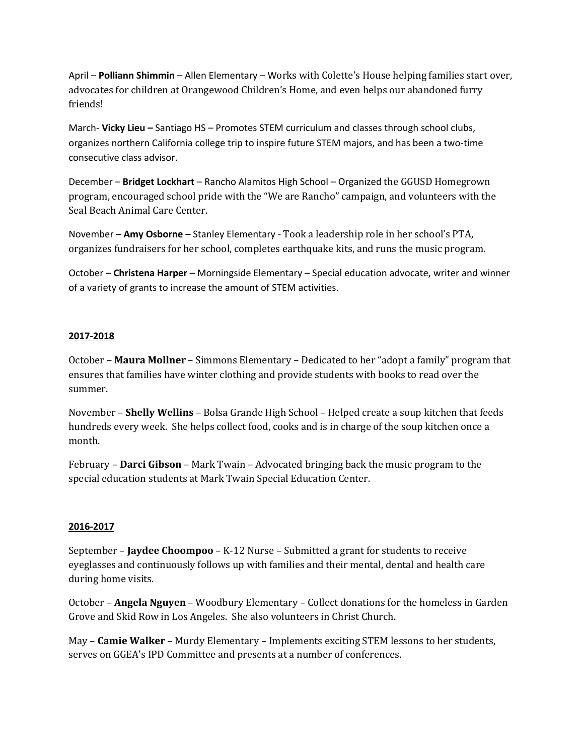April – **Polliann Shimmin** – Allen Elementary – Works with Colette's House helping families start over, advocates for children at Orangewood Children's Home, and even helps our abandoned furry friends!

March- **Vicky Lieu –** Santiago HS – Promotes STEM curriculum and classes through school clubs, organizes northern California college trip to inspire future STEM majors, and has been a two-time consecutive class advisor.

December – **Bridget Lockhart** – Rancho Alamitos High School – Organized the GGUSD Homegrown program, encouraged school pride with the "We are Rancho" campaign, and volunteers with the Seal Beach Animal Care Center.

November – **Amy Osborne** – Stanley Elementary - Took a leadership role in her school's PTA, organizes fundraisers for her school, completes earthquake kits, and runs the music program.

October – **Christena Harper** – Morningside Elementary – Special education advocate, writer and winner of a variety of grants to increase the amount of STEM activities.

**2017-2018**

October – **Maura Mollner** – Simmons Elementary – Dedicated to her "adopt a family" program that ensures that families have winter clothing and provide students with books to read over the summer.

November – **Shelly Wellins** – Bolsa Grande High School – Helped create a soup kitchen that feeds hundreds every week. She helps collect food, cooks and is in charge of the soup kitchen once a month.

February – **Darci Gibson** – Mark Twain – Advocated bringing back the music program to the special education students at Mark Twain Special Education Center.

**2016-2017**

September – **Jaydee Choompoo** – K-12 Nurse – Submitted a grant for students to receive eyeglasses and continuously follows up with families and their mental, dental and health care during home visits.

October – **Angela Nguyen** – Woodbury Elementary – Collect donations for the homeless in Garden Grove and Skid Row in Los Angeles. She also volunteers in Christ Church.

May – **Camie Walker** – Murdy Elementary – Implements exciting STEM lessons to her students, serves on GGEA's IPD Committee and presents at a number of conferences.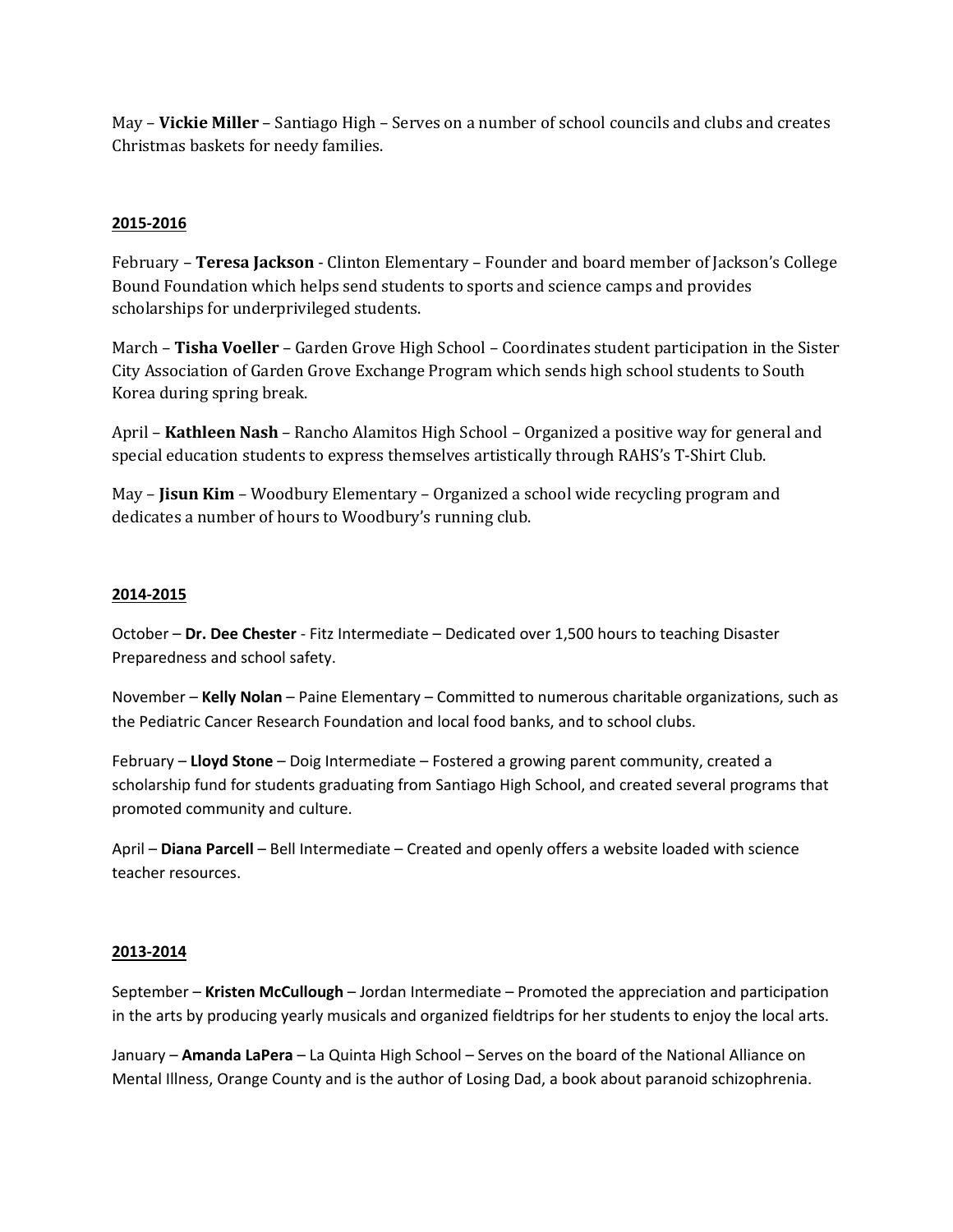May – **Vickie Miller** – Santiago High – Serves on a number of school councils and clubs and creates Christmas baskets for needy families.

**2015-2016**

February – **Teresa Jackson** - Clinton Elementary – Founder and board member of Jackson's College Bound Foundation which helps send students to sports and science camps and provides scholarships for underprivileged students.

March – **Tisha Voeller** – Garden Grove High School – Coordinates student participation in the Sister City Association of Garden Grove Exchange Program which sends high school students to South Korea during spring break.

April – **Kathleen Nash** – Rancho Alamitos High School – Organized a positive way for general and special education students to express themselves artistically through RAHS's T-Shirt Club.

May – **Jisun Kim** – Woodbury Elementary – Organized a school wide recycling program and dedicates a number of hours to Woodbury's running club.

**2014-2015**

October – **Dr. Dee Chester** - Fitz Intermediate – Dedicated over 1,500 hours to teaching Disaster Preparedness and school safety.

November – **Kelly Nolan** – Paine Elementary – Committed to numerous charitable organizations, such as the Pediatric Cancer Research Foundation and local food banks, and to school clubs.

February – **Lloyd Stone** – Doig Intermediate – Fostered a growing parent community, created a scholarship fund for students graduating from Santiago High School, and created several programs that promoted community and culture.

April – **Diana Parcell** – Bell Intermediate – Created and openly offers a website loaded with science teacher resources.

**2013-2014**

September – **Kristen McCullough** – Jordan Intermediate – Promoted the appreciation and participation in the arts by producing yearly musicals and organized fieldtrips for her students to enjoy the local arts.

January – **Amanda LaPera** – La Quinta High School – Serves on the board of the National Alliance on Mental Illness, Orange County and is the author of Losing Dad, a book about paranoid schizophrenia.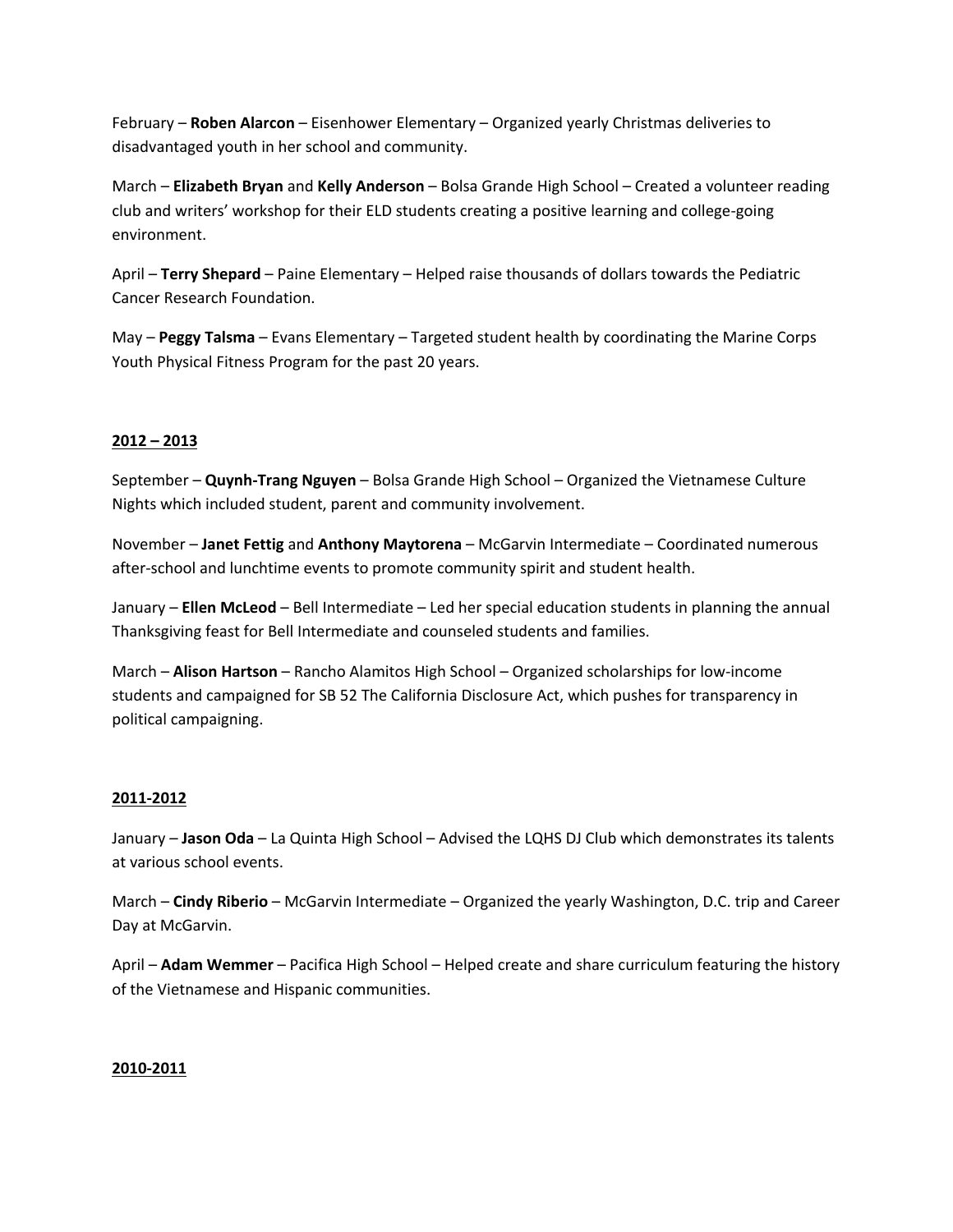February – **Roben Alarcon** – Eisenhower Elementary – Organized yearly Christmas deliveries to disadvantaged youth in her school and community.

March – **Elizabeth Bryan** and **Kelly Anderson** – Bolsa Grande High School – Created a volunteer reading club and writers' workshop for their ELD students creating a positive learning and college-going environment.

April – **Terry Shepard** – Paine Elementary – Helped raise thousands of dollars towards the Pediatric Cancer Research Foundation.

May – **Peggy Talsma** – Evans Elementary – Targeted student health by coordinating the Marine Corps Youth Physical Fitness Program for the past 20 years.

## 2012 – 2013

September – **Quynh-Trang Nguyen** – Bolsa Grande High School – Organized the Vietnamese Culture Nights which included student, parent and community involvement.

November – **Janet Fettig** and **Anthony Maytorena** – McGarvin Intermediate – Coordinated numerous after-school and lunchtime events to promote community spirit and student health.

January – **Ellen McLeod** – Bell Intermediate – Led her special education students in planning the annual Thanksgiving feast for Bell Intermediate and counseled students and families.

March – **Alison Hartson** – Rancho Alamitos High School – Organized scholarships for low-income students and campaigned for SB 52 The California Disclosure Act, which pushes for transparency in political campaigning.

## 2011-2012

January – **Jason Oda** – La Quinta High School – Advised the LQHS DJ Club which demonstrates its talents at various school events.

March – **Cindy Riberio** – McGarvin Intermediate – Organized the yearly Washington, D.C. trip and Career Day at McGarvin.

April – **Adam Wemmer** – Pacifica High School – Helped create and share curriculum featuring the history of the Vietnamese and Hispanic communities.

## 2010-2011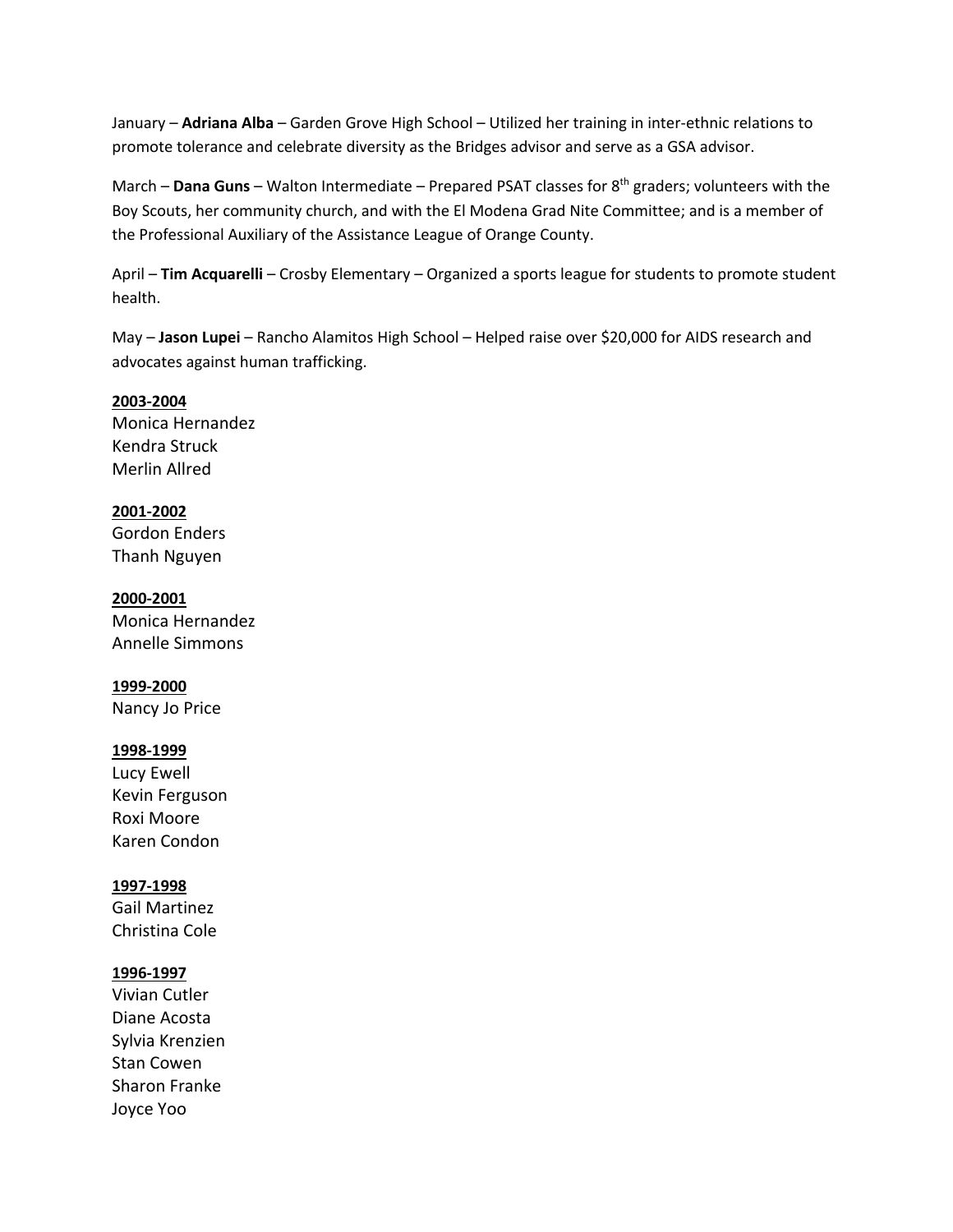January – **Adriana Alba** – Garden Grove High School – Utilized her training in inter-ethnic relations to promote tolerance and celebrate diversity as the Bridges advisor and serve as a GSA advisor.

March – **Dana Guns** – Walton Intermediate – Prepared PSAT classes for 8th graders; volunteers with the Boy Scouts, her community church, and with the El Modena Grad Nite Committee; and is a member of the Professional Auxiliary of the Assistance League of Orange County.

April – **Tim Acquarelli** – Crosby Elementary – Organized a sports league for students to promote student health.

May – **Jason Lupei** – Rancho Alamitos High School – Helped raise over $20,000 for AIDS research and advocates against human trafficking.

**2003-2004**
Monica Hernandez
Kendra Struck
Merlin Allred

**2001-2002**
Gordon Enders
Thanh Nguyen

**2000-2001**
Monica Hernandez
Annelle Simmons

**1999-2000**
Nancy Jo Price

**1998-1999**
Lucy Ewell
Kevin Ferguson
Roxi Moore
Karen Condon

**1997-1998**
Gail Martinez
Christina Cole

**1996-1997**
Vivian Cutler
Diane Acosta
Sylvia Krenzien
Stan Cowen
Sharon Franke
Joyce Yoo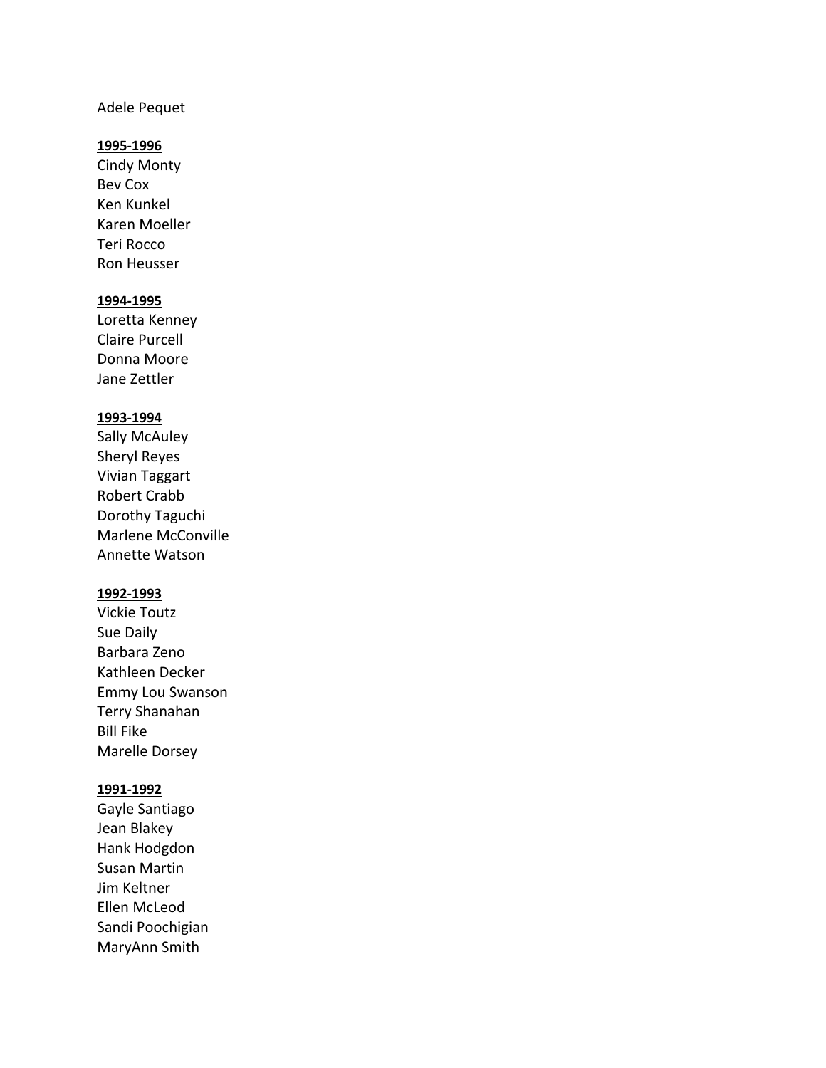Adele Pequet

**1995-1996**

Cindy Monty
Bev Cox
Ken Kunkel
Karen Moeller
Teri Rocco
Ron Heusser

**1994-1995**

Loretta Kenney
Claire Purcell
Donna Moore
Jane Zettler

**1993-1994**

Sally McAuley
Sheryl Reyes
Vivian Taggart
Robert Crabb
Dorothy Taguchi
Marlene McConville
Annette Watson

**1992-1993**

Vickie Toutz
Sue Daily
Barbara Zeno
Kathleen Decker
Emmy Lou Swanson
Terry Shanahan
Bill Fike
Marelle Dorsey

**1991-1992**

Gayle Santiago
Jean Blakey
Hank Hodgdon
Susan Martin
Jim Keltner
Ellen McLeod
Sandi Poochigian
MaryAnn Smith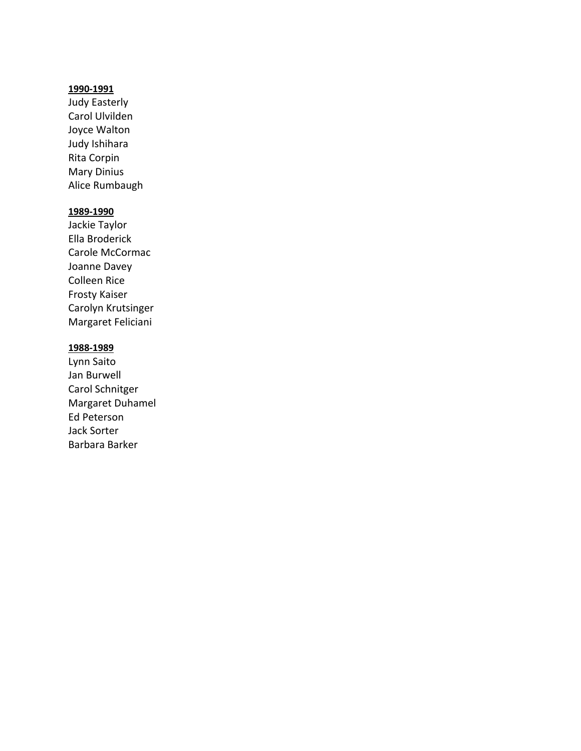**1990-1991**

Judy Easterly
Carol Ulvilden
Joyce Walton
Judy Ishihara
Rita Corpin
Mary Dinius
Alice Rumbaugh

**1989-1990**

Jackie Taylor
Ella Broderick
Carole McCormac
Joanne Davey
Colleen Rice
Frosty Kaiser
Carolyn Krutsinger
Margaret Feliciani

**1988-1989**

Lynn Saito
Jan Burwell
Carol Schnitger
Margaret Duhamel
Ed Peterson
Jack Sorter
Barbara Barker